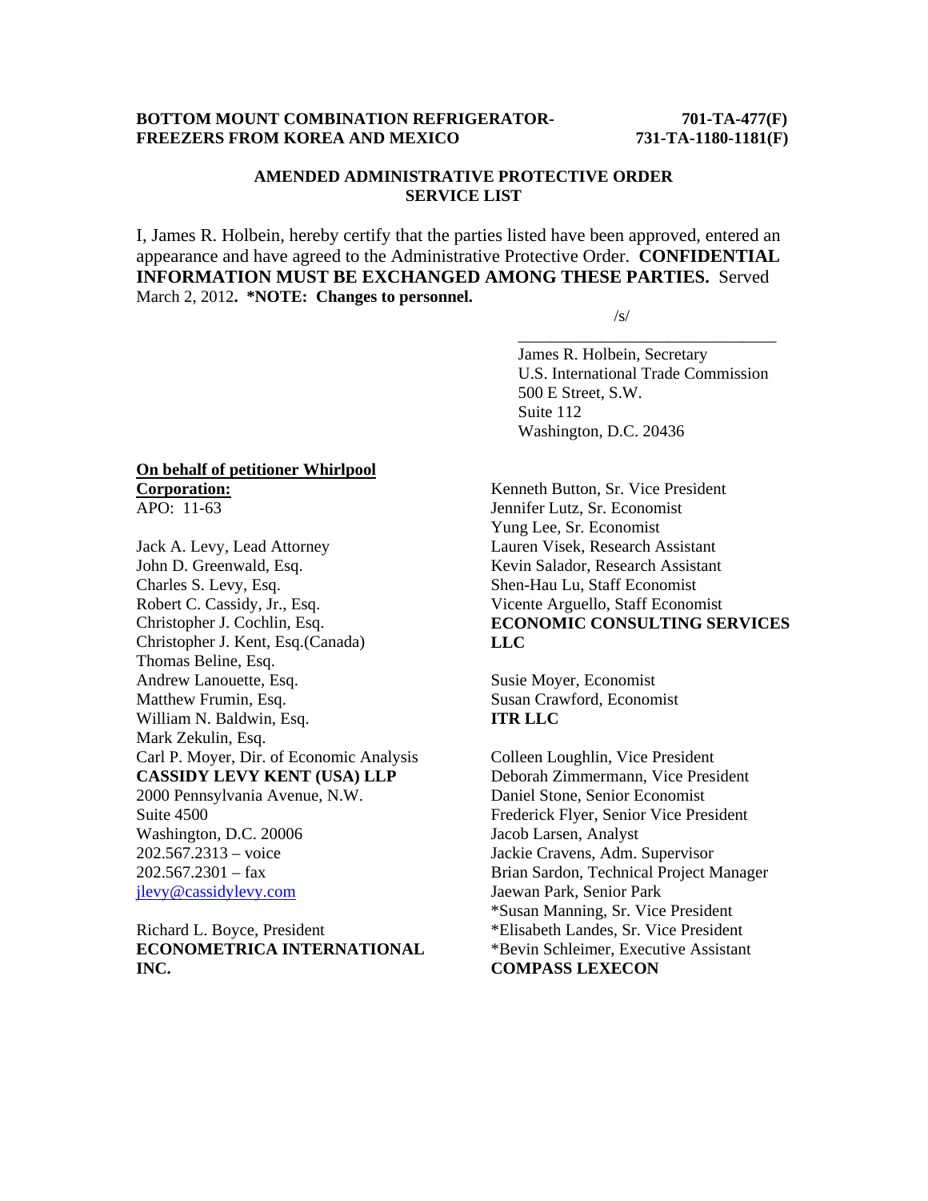**BOTTOM MOUNT COMBINATION REFRIGERATOR-FREEZERS FROM KOREA AND MEXICO**

**701-TA-477(F)**
**731-TA-1180-1181(F)**

**AMENDED ADMINISTRATIVE PROTECTIVE ORDER**
**SERVICE LIST**

I, James R. Holbein, hereby certify that the parties listed have been approved, entered an appearance and have agreed to the Administrative Protective Order. **CONFIDENTIAL INFORMATION MUST BE EXCHANGED AMONG THESE PARTIES.** Served March 2, 2012**. *NOTE: Changes to personnel.**

/s/
________________________________
James R. Holbein, Secretary
U.S. International Trade Commission
500 E Street, S.W.
Suite 112
Washington, D.C. 20436

**On behalf of petitioner Whirlpool Corporation:**
APO: 11-63

Jack A. Levy, Lead Attorney
John D. Greenwald, Esq.
Charles S. Levy, Esq.
Robert C. Cassidy, Jr., Esq.
Christopher J. Cochlin, Esq.
Christopher J. Kent, Esq.(Canada)
Thomas Beline, Esq.
Andrew Lanouette, Esq.
Matthew Frumin, Esq.
William N. Baldwin, Esq.
Mark Zekulin, Esq.
Carl P. Moyer, Dir. of Economic Analysis
**CASSIDY LEVY KENT (USA) LLP**
2000 Pennsylvania Avenue, N.W.
Suite 4500
Washington, D.C. 20006
202.567.2313 – voice
202.567.2301 – fax
jlevy@cassidylevy.com

Richard L. Boyce, President
**ECONOMETRICA INTERNATIONAL INC.**

Kenneth Button, Sr. Vice President
Jennifer Lutz, Sr. Economist
Yung Lee, Sr. Economist
Lauren Visek, Research Assistant
Kevin Salador, Research Assistant
Shen-Hau Lu, Staff Economist
Vicente Arguello, Staff Economist
**ECONOMIC CONSULTING SERVICES LLC**

Susie Moyer, Economist
Susan Crawford, Economist
**ITR LLC**

Colleen Loughlin, Vice President
Deborah Zimmermann, Vice President
Daniel Stone, Senior Economist
Frederick Flyer, Senior Vice President
Jacob Larsen, Analyst
Jackie Cravens, Adm. Supervisor
Brian Sardon, Technical Project Manager
Jaewan Park, Senior Park
*Susan Manning, Sr. Vice President
*Elisabeth Landes, Sr. Vice President
*Bevin Schleimer, Executive Assistant
**COMPASS LEXECON**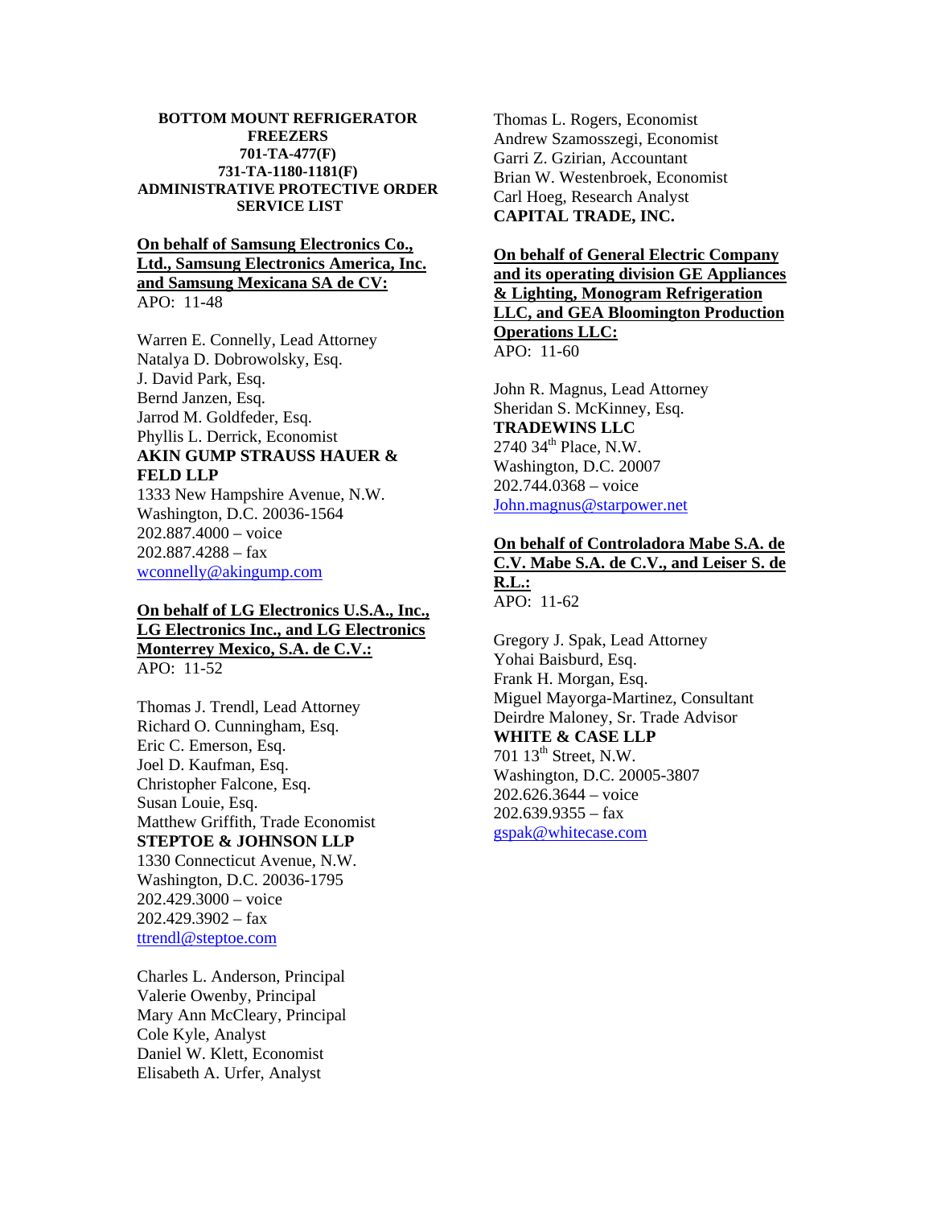**BOTTOM MOUNT REFRIGERATOR FREEZERS**
**701-TA-477(F)**
**731-TA-1180-1181(F)**
**ADMINISTRATIVE PROTECTIVE ORDER SERVICE LIST**

**On behalf of Samsung Electronics Co., Ltd., Samsung Electronics America, Inc. and Samsung Mexicana SA de CV:**
APO: 11-48

Warren E. Connelly, Lead Attorney
Natalya D. Dobrowolsky, Esq.
J. David Park, Esq.
Bernd Janzen, Esq.
Jarrod M. Goldfeder, Esq.
Phyllis L. Derrick, Economist
**AKIN GUMP STRAUSS HAUER & FELD LLP**
1333 New Hampshire Avenue, N.W.
Washington, D.C. 20036-1564
202.887.4000 – voice
202.887.4288 – fax
wconnelly@akingump.com

**On behalf of LG Electronics U.S.A., Inc., LG Electronics Inc., and LG Electronics Monterrey Mexico, S.A. de C.V.:**
APO: 11-52

Thomas J. Trendl, Lead Attorney
Richard O. Cunningham, Esq.
Eric C. Emerson, Esq.
Joel D. Kaufman, Esq.
Christopher Falcone, Esq.
Susan Louie, Esq.
Matthew Griffith, Trade Economist
**STEPTOE & JOHNSON LLP**
1330 Connecticut Avenue, N.W.
Washington, D.C. 20036-1795
202.429.3000 – voice
202.429.3902 – fax
ttrendl@steptoe.com

Charles L. Anderson, Principal
Valerie Owenby, Principal
Mary Ann McCleary, Principal
Cole Kyle, Analyst
Daniel W. Klett, Economist
Elisabeth A. Urfer, Analyst
Thomas L. Rogers, Economist
Andrew Szamosszegi, Economist
Garri Z. Gzirian, Accountant
Brian W. Westenbroek, Economist
Carl Hoeg, Research Analyst
**CAPITAL TRADE, INC.**

**On behalf of General Electric Company and its operating division GE Appliances & Lighting, Monogram Refrigeration LLC, and GEA Bloomington Production Operations LLC:**
APO: 11-60

John R. Magnus, Lead Attorney
Sheridan S. McKinney, Esq.
**TRADEWINS LLC**
2740 34th Place, N.W.
Washington, D.C. 20007
202.744.0368 – voice
John.magnus@starpower.net

**On behalf of Controladora Mabe S.A. de C.V. Mabe S.A. de C.V., and Leiser S. de R.L.:**
APO: 11-62

Gregory J. Spak, Lead Attorney
Yohai Baisburd, Esq.
Frank H. Morgan, Esq.
Miguel Mayorga-Martinez, Consultant
Deirdre Maloney, Sr. Trade Advisor
**WHITE & CASE LLP**
701 13th Street, N.W.
Washington, D.C. 20005-3807
202.626.3644 – voice
202.639.9355 – fax
gspak@whitecase.com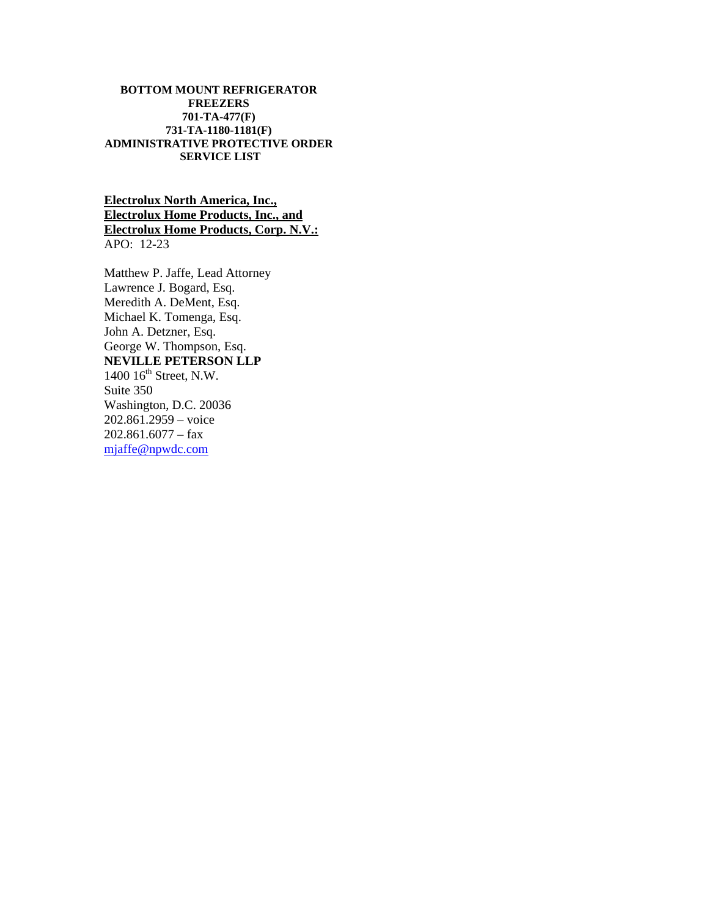**BOTTOM MOUNT REFRIGERATOR FREEZERS**
**701-TA-477(F)**
**731-TA-1180-1181(F)**
**ADMINISTRATIVE PROTECTIVE ORDER SERVICE LIST**

**Electrolux North America, Inc., Electrolux Home Products, Inc., and Electrolux Home Products, Corp. N.V.:**
APO: 12-23

Matthew P. Jaffe, Lead Attorney
Lawrence J. Bogard, Esq.
Meredith A. DeMent, Esq.
Michael K. Tomenga, Esq.
John A. Detzner, Esq.
George W. Thompson, Esq.
**NEVILLE PETERSON LLP**
1400 16th Street, N.W.
Suite 350
Washington, D.C. 20036
202.861.2959 – voice
202.861.6077 – fax
mjaffe@npwdc.com